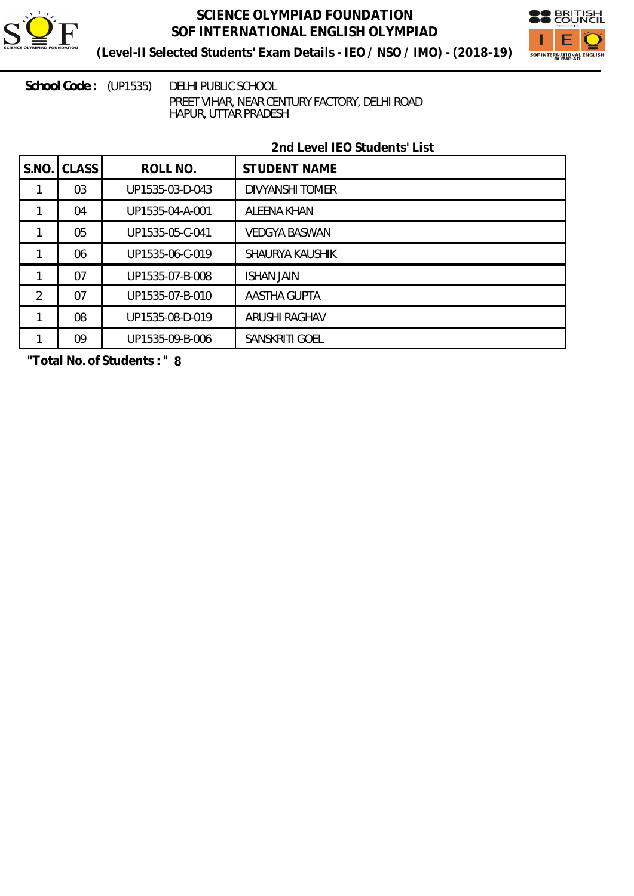# SCIENCE OLYMPIAD FOUNDATION

## SOF INTERNATIONAL ENGLISH OLYMPIAD

**(Level-II Selected Students' Exam Details - IEO / NSO / IMO) - (2018-19)**

**School Code :** (UP1535) DELHI PUBLIC SCHOOL
PREET VIHAR, NEAR CENTURY FACTORY, DELHI ROAD
HAPUR, UTTAR PRADESH

### 2nd Level IEO Students' List

| S.NO. | CLASS | ROLL NO. | STUDENT NAME |
|---|---|---|---|
| 1 | 03 | UP1535-03-D-043 | DIVYANSHI TOMER |
| 1 | 04 | UP1535-04-A-001 | ALEENA KHAN |
| 1 | 05 | UP1535-05-C-041 | VEDGYA BASWAN |
| 1 | 06 | UP1535-06-C-019 | SHAURYA KAUSHIK |
| 1 | 07 | UP1535-07-B-008 | ISHAN JAIN |
| 2 | 07 | UP1535-07-B-010 | AASTHA GUPTA |
| 1 | 08 | UP1535-08-D-019 | ARUSHI RAGHAV |
| 1 | 09 | UP1535-09-B-006 | SANSKRITI GOEL |

**"Total No. of Students : " 8**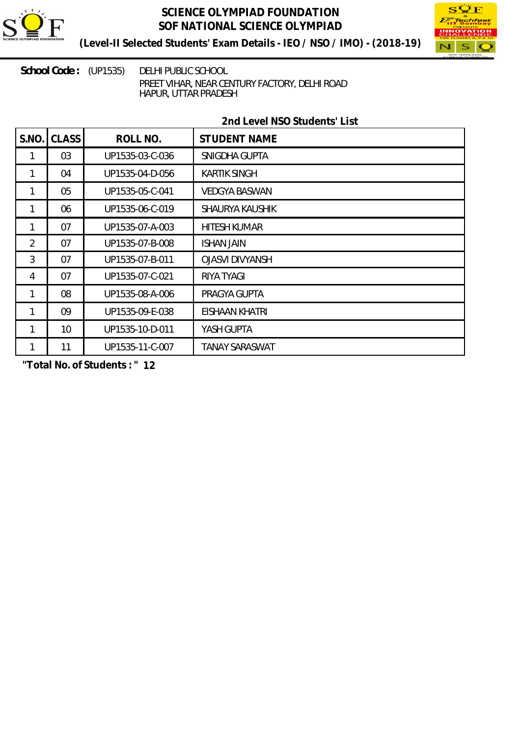# SCIENCE OLYMPIAD FOUNDATION
## SOF NATIONAL SCIENCE OLYMPIAD
### (Level-II Selected Students' Exam Details - IEO / NSO / IMO) - (2018-19)

**School Code :** (UP1535) DELHI PUBLIC SCHOOL
PREET VIHAR, NEAR CENTURY FACTORY, DELHI ROAD
HAPUR, UTTAR PRADESH

**2nd Level NSO Students' List**

| S.NO. | CLASS | ROLL NO. | STUDENT NAME |
|---|---|---|---|
| 1 | 03 | UP1535-03-C-036 | SNIGDHA GUPTA |
| 1 | 04 | UP1535-04-D-056 | KARTIK SINGH |
| 1 | 05 | UP1535-05-C-041 | VEDGYA BASWAN |
| 1 | 06 | UP1535-06-C-019 | SHAURYA KAUSHIK |
| 1 | 07 | UP1535-07-A-003 | HITESH KUMAR |
| 2 | 07 | UP1535-07-B-008 | ISHAN JAIN |
| 3 | 07 | UP1535-07-B-011 | OJASVI DIVYANSH |
| 4 | 07 | UP1535-07-C-021 | RIYA TYAGI |
| 1 | 08 | UP1535-08-A-006 | PRAGYA GUPTA |
| 1 | 09 | UP1535-09-E-038 | EISHAAN KHATRI |
| 1 | 10 | UP1535-10-D-011 | YASH GUPTA |
| 1 | 11 | UP1535-11-C-007 | TANAY SARASWAT |

**"Total No. of Students : " 12**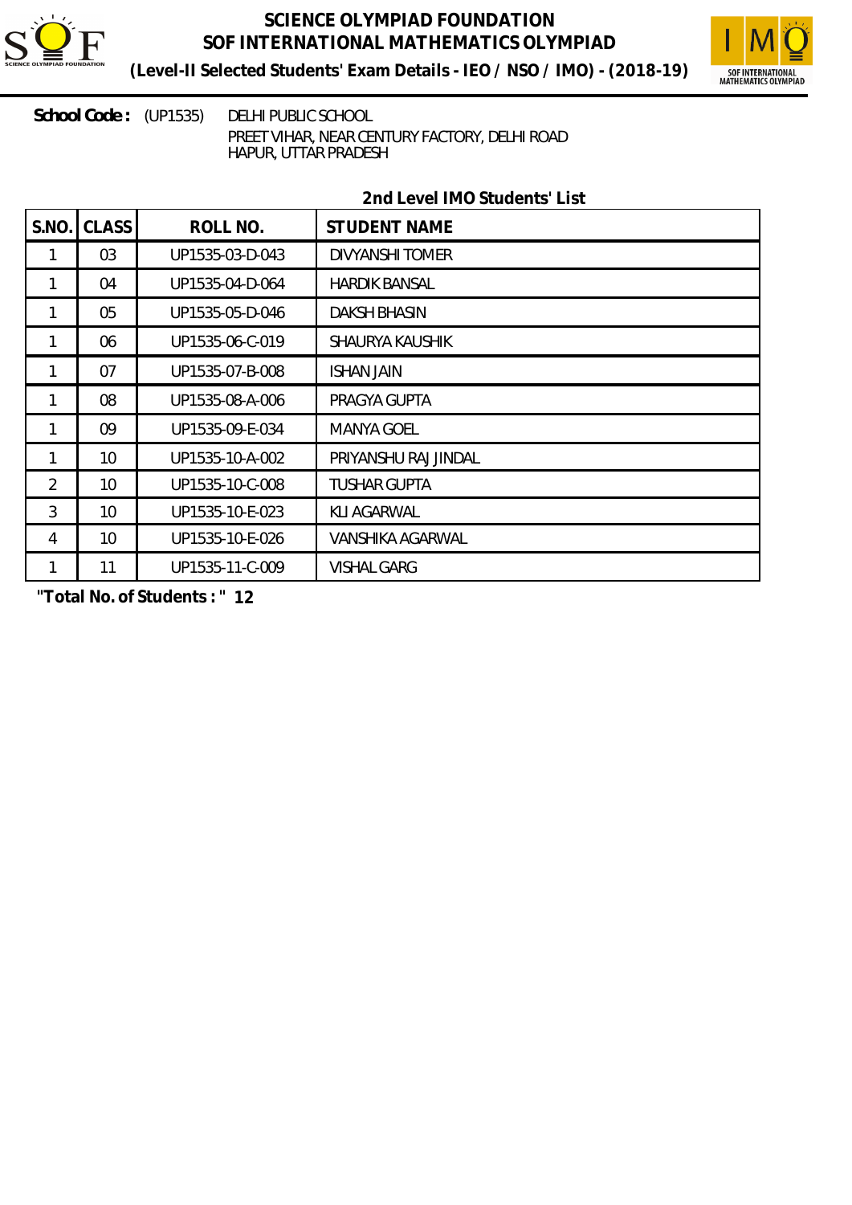# SCIENCE OLYMPIAD FOUNDATION
## SOF INTERNATIONAL MATHEMATICS OLYMPIAD
### (Level-II Selected Students' Exam Details - IEO / NSO / IMO) - (2018-19)

**School Code :** (UP1535) DELHI PUBLIC SCHOOL
PREET VIHAR, NEAR CENTURY FACTORY, DELHI ROAD
HAPUR, UTTAR PRADESH

**2nd Level IMO Students' List**

| S.NO. | CLASS | ROLL NO. | STUDENT NAME |
|---|---|---|---|
| 1 | 03 | UP1535-03-D-043 | DIVYANSHI TOMER |
| 1 | 04 | UP1535-04-D-064 | HARDIK BANSAL |
| 1 | 05 | UP1535-05-D-046 | DAKSH BHASIN |
| 1 | 06 | UP1535-06-C-019 | SHAURYA KAUSHIK |
| 1 | 07 | UP1535-07-B-008 | ISHAN JAIN |
| 1 | 08 | UP1535-08-A-006 | PRAGYA GUPTA |
| 1 | 09 | UP1535-09-E-034 | MANYA GOEL |
| 1 | 10 | UP1535-10-A-002 | PRIYANSHU RAJ JINDAL |
| 2 | 10 | UP1535-10-C-008 | TUSHAR GUPTA |
| 3 | 10 | UP1535-10-E-023 | KLI AGARWAL |
| 4 | 10 | UP1535-10-E-026 | VANSHIKA AGARWAL |
| 1 | 11 | UP1535-11-C-009 | VISHAL GARG |

**"Total No. of Students : " 12**